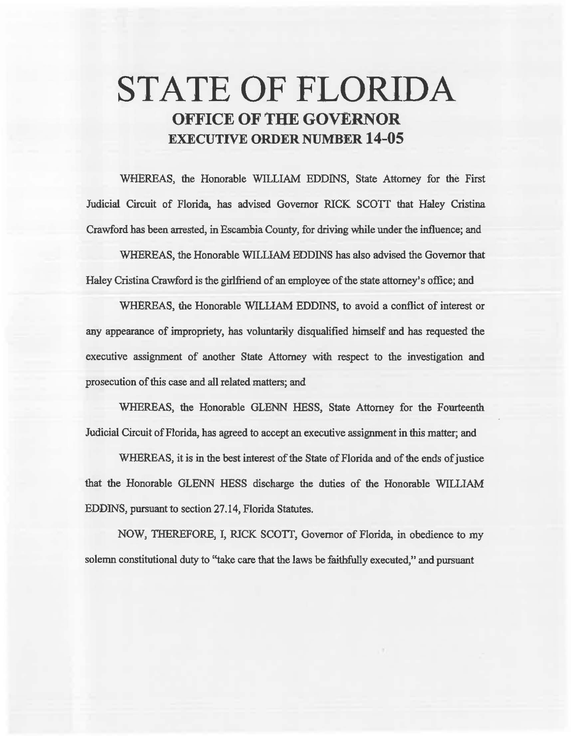# STATE OF FLORIDA

## OFFICE OF THE GOVERNOR

## EXECUTIVE ORDER NUMBER 14-05

WHEREAS, the Honorable WILLIAM EDDINS, State Attorney for the First Judicial Circuit of Florida, has advised Governor RICK SCOTT that Haley Cristina Crawford has been arrested, in Escambia County, for driving while under the influence; and

WHEREAS, the Honorable WILLIAM EDDINS has also advised the Governor that Haley Cristina Crawford is the girlfriend of an employee of the state attorney's office; and

WHEREAS, the Honorable WILLIAM EDDINS, to avoid a conflict of interest or any appearance of impropriety, has voluntarily disqualified himself and has requested the executive assignment of another State Attorney with respect to the investigation and prosecution of this case and all related matters; and

WHEREAS, the Honorable GLENN HESS, State Attorney for the Fourteenth Judicial Circuit of Florida, has agreed to accept an executive assignment in this matter; and

WHEREAS, it is in the best interest of the State of Florida and of the ends of justice that the Honorable GLENN HESS discharge the duties of the Honorable WILLIAM EDDINS, pursuant to section 27.14, Florida Statutes.

NOW, THEREFORE, I, RICK SCOTT, Governor of Florida, in obedience to my solemn constitutional duty to "take care that the laws be faithfully executed," and pursuant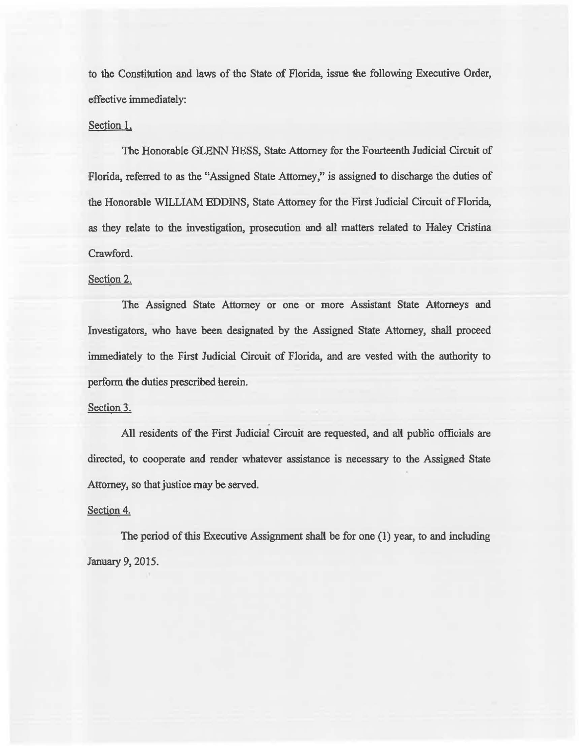to the Constitution and laws of the State of Florida, issue the following Executive Order, effective immediately:

Section 1.

The Honorable GLENN HESS, State Attorney for the Fourteenth Judicial Circuit of Florida, referred to as the "Assigned State Attorney," is assigned to discharge the duties of the Honorable WILLIAM EDDINS, State Attorney for the First Judicial Circuit of Florida, as they relate to the investigation, prosecution and all matters related to Haley Cristina Crawford.

Section 2.

The Assigned State Attorney or one or more Assistant State Attorneys and Investigators, who have been designated by the Assigned State Attorney, shall proceed immediately to the First Judicial Circuit of Florida, and are vested with the authority to perform the duties prescribed herein.

Section 3.

All residents of the First Judicial Circuit are requested, and all public officials are directed, to cooperate and render whatever assistance is necessary to the Assigned State Attorney, so that justice may be served.

Section 4.

The period of this Executive Assignment shall be for one (1) year, to and including January 9, 2015.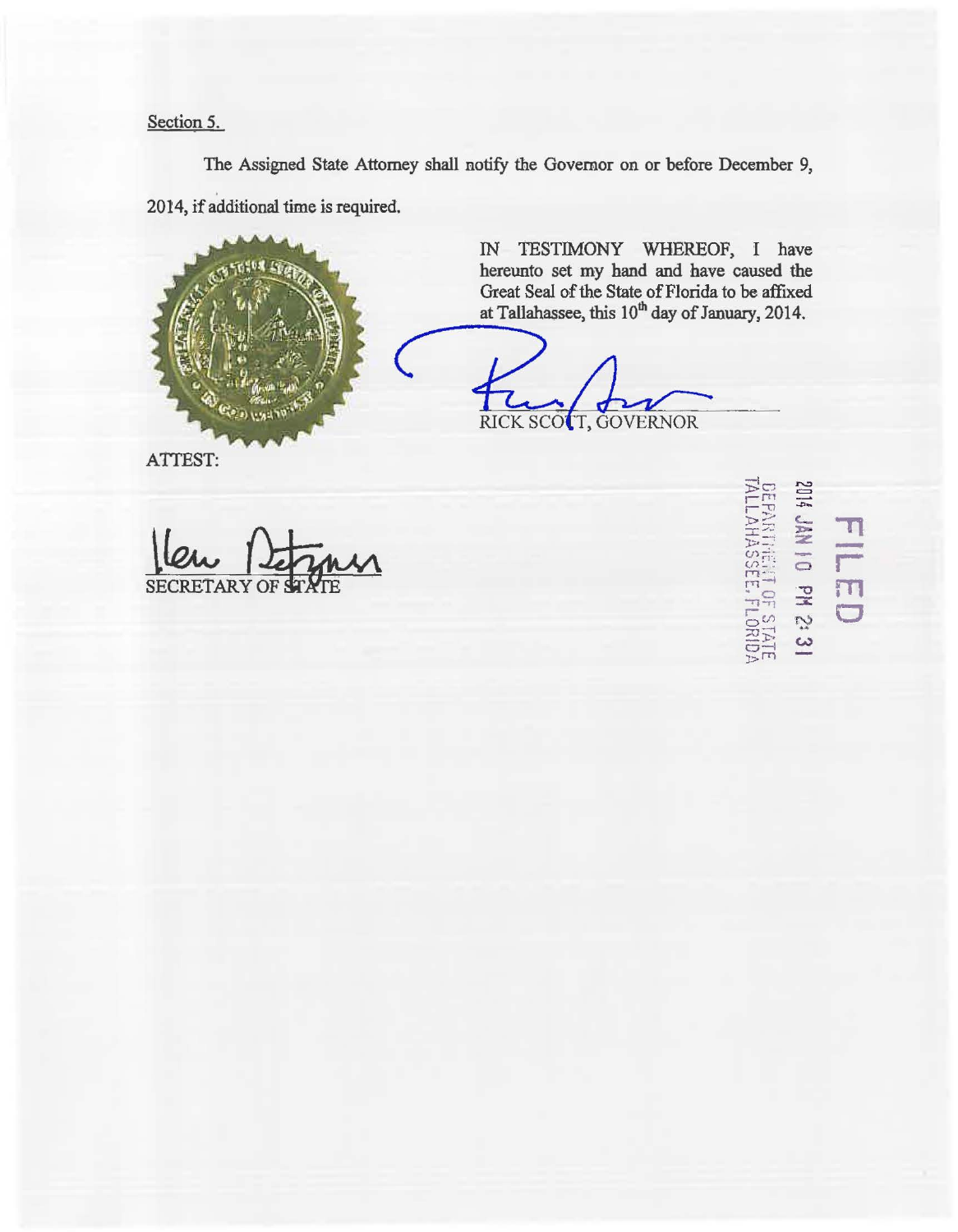Section 5.

The Assigned State Attorney shall notify the Governor on or before December 9, 2014, if additional time is required.

IN TESTIMONY WHEREOF, I have hereunto set my hand and have caused the Great Seal of the State of Florida to be affixed at Tallahassee, this 10th day of January, 2014.

RICK SCOTT, GOVERNOR

ATTEST:

SECRETARY OF STATE

FILED

2014 JAN 10 PM 2:31

DEPARTMENT OF STATE
TALLAHASSEE, FLORIDA